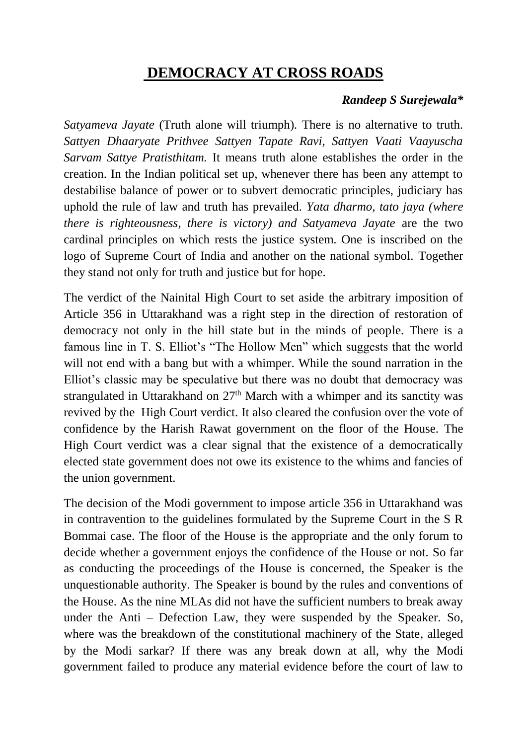# DEMOCRACY AT CROSS ROADS

***Randeep S Surejewala****

*Satyameva Jayate* (Truth alone will triumph). There is no alternative to truth. *Sattyen Dhaaryate Prithvee Sattyen Tapate Ravi, Sattyen Vaati Vaayuscha Sarvam Sattye Pratisthitam.* It means truth alone establishes the order in the creation. In the Indian political set up, whenever there has been any attempt to destabilise balance of power or to subvert democratic principles, judiciary has uphold the rule of law and truth has prevailed. *Yata dharmo, tato jaya (where there is righteousness, there is victory) and Satyameva Jayate* are the two cardinal principles on which rests the justice system. One is inscribed on the logo of Supreme Court of India and another on the national symbol. Together they stand not only for truth and justice but for hope.

The verdict of the Nainital High Court to set aside the arbitrary imposition of Article 356 in Uttarakhand was a right step in the direction of restoration of democracy not only in the hill state but in the minds of people. There is a famous line in T. S. Elliot's "The Hollow Men" which suggests that the world will not end with a bang but with a whimper. While the sound narration in the Elliot's classic may be speculative but there was no doubt that democracy was strangulated in Uttarakhand on 27th March with a whimper and its sanctity was revived by the High Court verdict. It also cleared the confusion over the vote of confidence by the Harish Rawat government on the floor of the House. The High Court verdict was a clear signal that the existence of a democratically elected state government does not owe its existence to the whims and fancies of the union government.

The decision of the Modi government to impose article 356 in Uttarakhand was in contravention to the guidelines formulated by the Supreme Court in the S R Bommai case. The floor of the House is the appropriate and the only forum to decide whether a government enjoys the confidence of the House or not. So far as conducting the proceedings of the House is concerned, the Speaker is the unquestionable authority. The Speaker is bound by the rules and conventions of the House. As the nine MLAs did not have the sufficient numbers to break away under the Anti – Defection Law, they were suspended by the Speaker. So, where was the breakdown of the constitutional machinery of the State, alleged by the Modi sarkar? If there was any break down at all, why the Modi government failed to produce any material evidence before the court of law to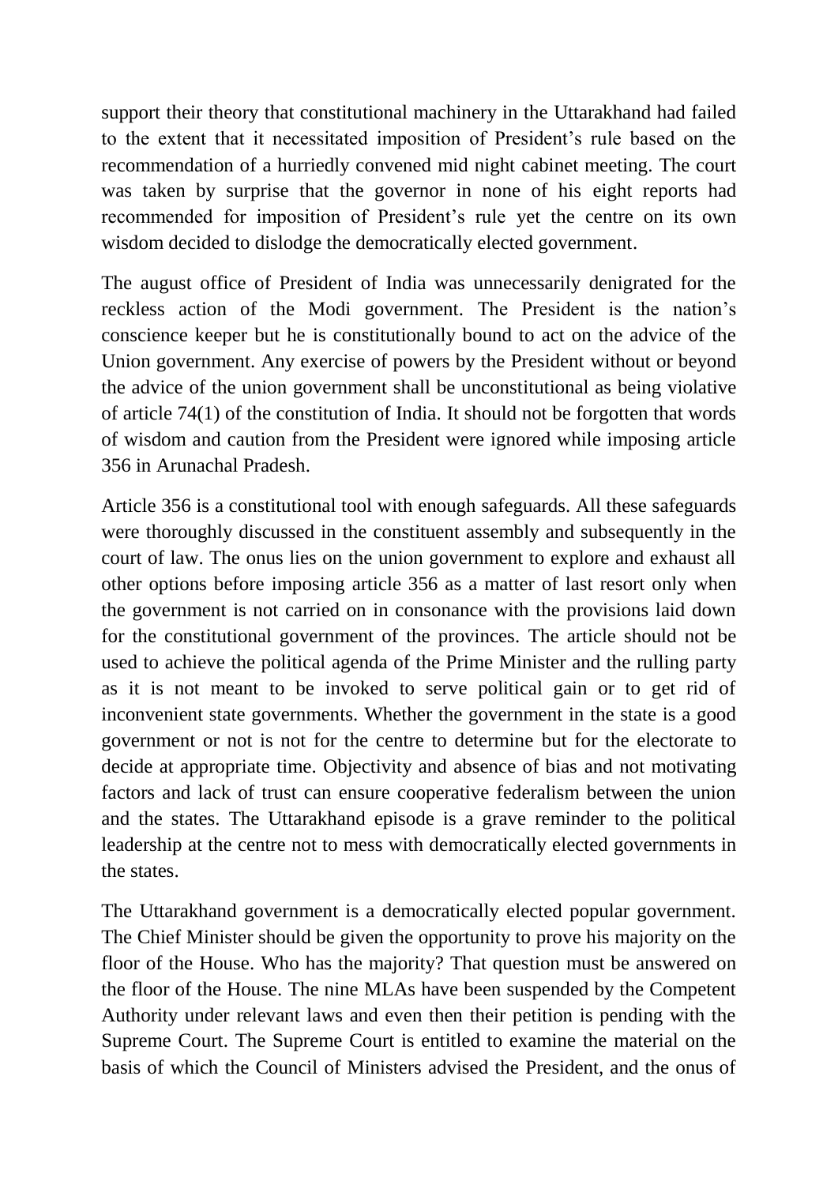support their theory that constitutional machinery in the Uttarakhand had failed to the extent that it necessitated imposition of President's rule based on the recommendation of a hurriedly convened mid night cabinet meeting. The court was taken by surprise that the governor in none of his eight reports had recommended for imposition of President's rule yet the centre on its own wisdom decided to dislodge the democratically elected government.

The august office of President of India was unnecessarily denigrated for the reckless action of the Modi government. The President is the nation's conscience keeper but he is constitutionally bound to act on the advice of the Union government. Any exercise of powers by the President without or beyond the advice of the union government shall be unconstitutional as being violative of article 74(1) of the constitution of India. It should not be forgotten that words of wisdom and caution from the President were ignored while imposing article 356 in Arunachal Pradesh.

Article 356 is a constitutional tool with enough safeguards. All these safeguards were thoroughly discussed in the constituent assembly and subsequently in the court of law. The onus lies on the union government to explore and exhaust all other options before imposing article 356 as a matter of last resort only when the government is not carried on in consonance with the provisions laid down for the constitutional government of the provinces. The article should not be used to achieve the political agenda of the Prime Minister and the rulling party as it is not meant to be invoked to serve political gain or to get rid of inconvenient state governments. Whether the government in the state is a good government or not is not for the centre to determine but for the electorate to decide at appropriate time. Objectivity and absence of bias and not motivating factors and lack of trust can ensure cooperative federalism between the union and the states. The Uttarakhand episode is a grave reminder to the political leadership at the centre not to mess with democratically elected governments in the states.

The Uttarakhand government is a democratically elected popular government. The Chief Minister should be given the opportunity to prove his majority on the floor of the House. Who has the majority? That question must be answered on the floor of the House. The nine MLAs have been suspended by the Competent Authority under relevant laws and even then their petition is pending with the Supreme Court. The Supreme Court is entitled to examine the material on the basis of which the Council of Ministers advised the President, and the onus of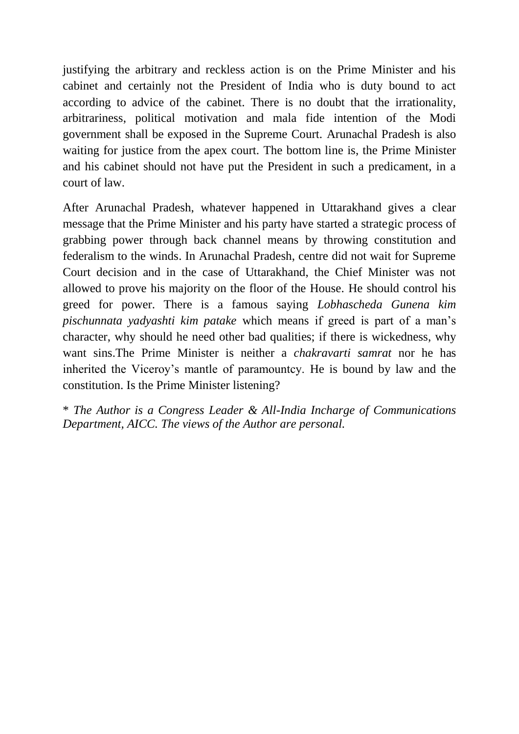justifying the arbitrary and reckless action is on the Prime Minister and his cabinet and certainly not the President of India who is duty bound to act according to advice of the cabinet. There is no doubt that the irrationality, arbitrariness, political motivation and mala fide intention of the Modi government shall be exposed in the Supreme Court. Arunachal Pradesh is also waiting for justice from the apex court. The bottom line is, the Prime Minister and his cabinet should not have put the President in such a predicament, in a court of law.

After Arunachal Pradesh, whatever happened in Uttarakhand gives a clear message that the Prime Minister and his party have started a strategic process of grabbing power through back channel means by throwing constitution and federalism to the winds. In Arunachal Pradesh, centre did not wait for Supreme Court decision and in the case of Uttarakhand, the Chief Minister was not allowed to prove his majority on the floor of the House. He should control his greed for power. There is a famous saying *Lobhascheda Gunena kim pischunnata yadyashti kim patake* which means if greed is part of a man's character, why should he need other bad qualities; if there is wickedness, why want sins.The Prime Minister is neither a *chakravarti samrat* nor he has inherited the Viceroy's mantle of paramountcy. He is bound by law and the constitution. Is the Prime Minister listening?

\* *The Author is a Congress Leader & All-India Incharge of Communications Department, AICC. The views of the Author are personal.*